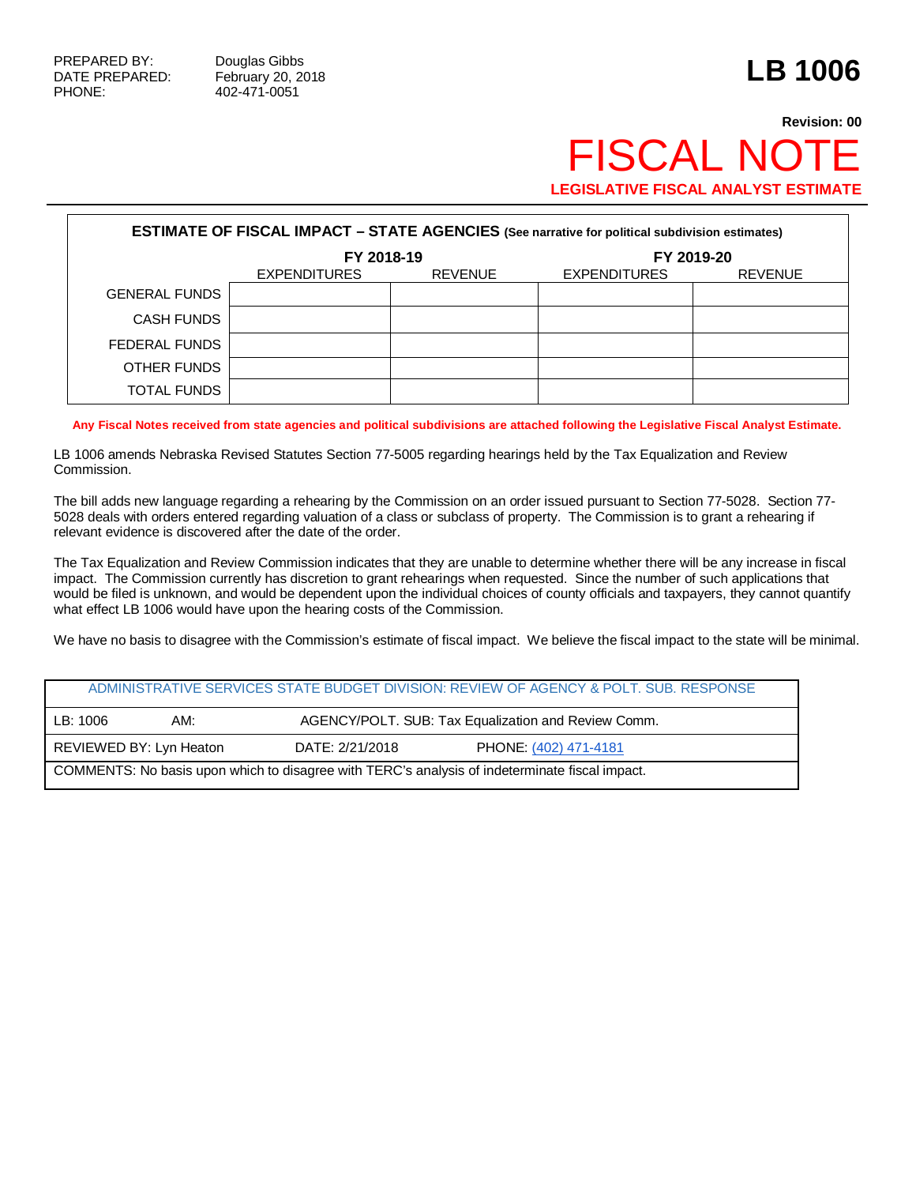PREPARED BY: Douglas Gibbs
DATE PREPARED: February 20, 2018
PHONE: 402-471-0051

# LB 1006

**Revision: 00**

# FISCAL NOTE

**LEGISLATIVE FISCAL ANALYST ESTIMATE**

| **ESTIMATE OF FISCAL IMPACT – STATE AGENCIES** (See narrative for political subdivision estimates) | | | | |
|---|---|---|---|---|
| | **FY 2018-19** | | **FY 2019-20** | |
| | EXPENDITURES | REVENUE | EXPENDITURES | REVENUE |
| GENERAL FUNDS | | | | |
| CASH FUNDS | | | | |
| FEDERAL FUNDS | | | | |
| OTHER FUNDS | | | | |
| TOTAL FUNDS | | | | |

**Any Fiscal Notes received from state agencies and political subdivisions are attached following the Legislative Fiscal Analyst Estimate.**

LB 1006 amends Nebraska Revised Statutes Section 77-5005 regarding hearings held by the Tax Equalization and Review Commission.

The bill adds new language regarding a rehearing by the Commission on an order issued pursuant to Section 77-5028. Section 77-5028 deals with orders entered regarding valuation of a class or subclass of property. The Commission is to grant a rehearing if relevant evidence is discovered after the date of the order.

The Tax Equalization and Review Commission indicates that they are unable to determine whether there will be any increase in fiscal impact. The Commission currently has discretion to grant rehearings when requested. Since the number of such applications that would be filed is unknown, and would be dependent upon the individual choices of county officials and taxpayers, they cannot quantify what effect LB 1006 would have upon the hearing costs of the Commission.

We have no basis to disagree with the Commission's estimate of fiscal impact. We believe the fiscal impact to the state will be minimal.

| ADMINISTRATIVE SERVICES STATE BUDGET DIVISION: REVIEW OF AGENCY & POLT. SUB. RESPONSE | | |
|---|---|---|
| LB: 1006    AM: | AGENCY/POLT. SUB: Tax Equalization and Review Comm. | |
| REVIEWED BY: Lyn Heaton | DATE: 2/21/2018 | PHONE: (402) 471-4181 |
| COMMENTS: No basis upon which to disagree with TERC's analysis of indeterminate fiscal impact. | | |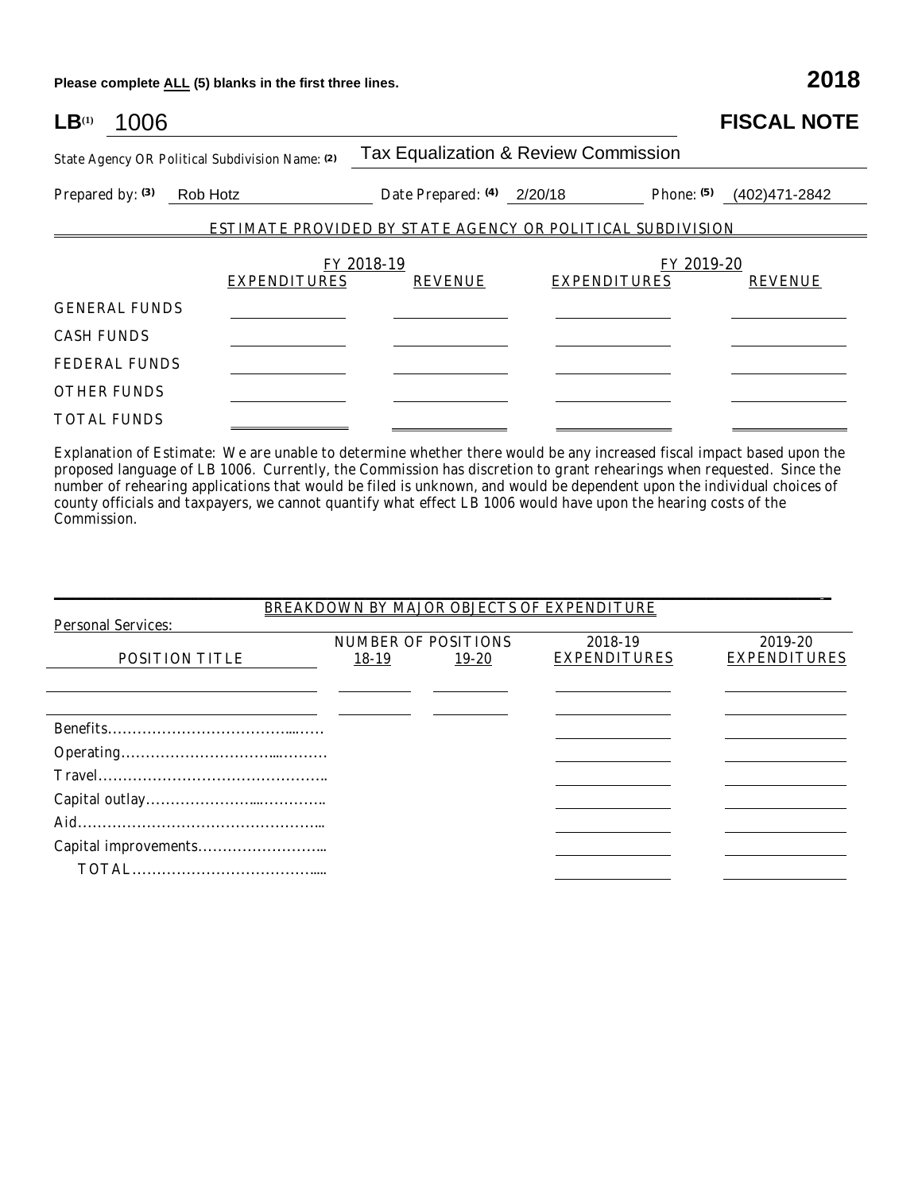Please complete ALL (5) blanks in the first three lines. **2018**

**LB[1]** 1006 **FISCAL NOTE**

State Agency OR Political Subdivision Name: [2] Tax Equalization & Review Commission

Prepared by: [3] Rob Hotz Date Prepared: [4] 2/20/18 Phone: [5] (402)471-2842

ESTIMATE PROVIDED BY STATE AGENCY OR POLITICAL SUBDIVISION

| | FY 2018-19 | | FY 2019-20 | |
|---|---|---|---|---|
| | EXPENDITURES | REVENUE | EXPENDITURES | REVENUE |
| GENERAL FUNDS | | | | |
| CASH FUNDS | | | | |
| FEDERAL FUNDS | | | | |
| OTHER FUNDS | | | | |
| TOTAL FUNDS | | | | |

Explanation of Estimate: We are unable to determine whether there would be any increased fiscal impact based upon the proposed language of LB 1006. Currently, the Commission has discretion to grant rehearings when requested. Since the number of rehearing applications that would be filed is unknown, and would be dependent upon the individual choices of county officials and taxpayers, we cannot quantify what effect LB 1006 would have upon the hearing costs of the Commission.

BREAKDOWN BY MAJOR OBJECTS OF EXPENDITURE

Personal Services:

| POSITION TITLE | NUMBER OF POSITIONS 18-19 | 19-20 | 2018-19 EXPENDITURES | 2019-20 EXPENDITURES |
|---|---|---|---|---|
| | | | | |
| | | | | |
| Benefits | | | | |
| Operating | | | | |
| Travel | | | | |
| Capital outlay | | | | |
| Aid | | | | |
| Capital improvements | | | | |
| TOTAL | | | | |